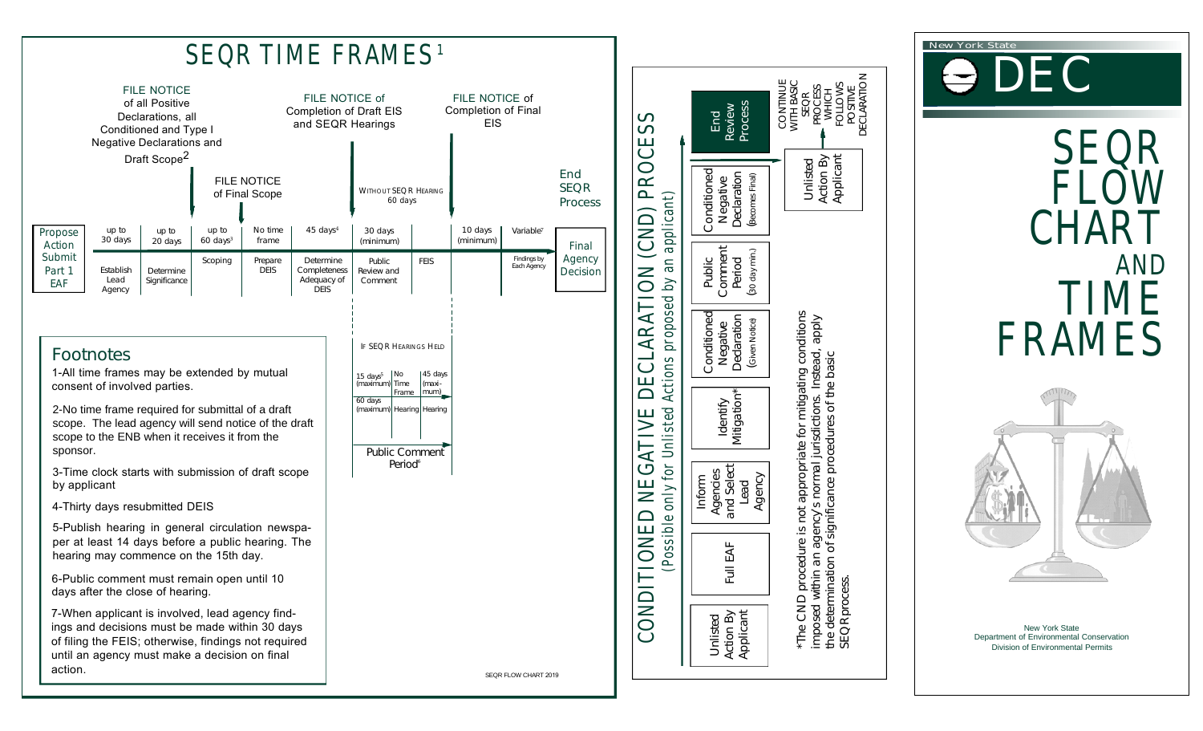# SEQR TIME FRAMES[1]

**FILE NOTICE** of all Positive Declarations, all Conditioned and Type I Negative Declarations and Draft Scope[2]

**FILE NOTICE** of Final Scope

**FILE NOTICE** of Completion of Draft EIS and SEQR Hearings

**FILE NOTICE** of Completion of Final EIS

End SEQR Process

| Propose Action Submit Part 1 EAF | up to 30 days | up to 20 days | up to 60 days[3] | No time frame | 45 days[4] | 30 days (minimum) | | 10 days (minimum) | Variable[7] | Final Agency Decision |
|---|---|---|---|---|---|---|---|---|---|---|
| | Establish Lead Agency | Determine Significance | Scoping | Prepare DEIS | Determine Completeness Adequacy of DEIS | Public Review and Comment | FEIS | | Findings by Each Agency | |

WITHOUT SEQR HEARING: 60 days

IF SEQR HEARINGS HELD:

| 15 days[5] (maximum) | No Time Frame | 45 days (maximum) |
|---|---|---|
| 60 days (maximum) | Hearing | Hearing |

Public Comment Period[6]

## Footnotes

1-All time frames may be extended by mutual consent of involved parties.

2-No time frame required for submittal of a draft scope. The lead agency will send notice of the draft scope to the ENB when it receives it from the sponsor.

3-Time clock starts with submission of draft scope by applicant

4-Thirty days resubmitted DEIS

5-Publish hearing in general circulation newspaper at least 14 days before a public hearing. The hearing may commence on the 15th day.

6-Public comment must remain open until 10 days after the close of hearing.

7-When applicant is involved, lead agency findings and decisions must be made within 30 days of filing the FEIS; otherwise, findings not required until an agency must make a decision on final action.

SEQR FLOW CHART 2019

# CONDITIONED NEGATIVE DECLARATION (CND) PROCESS

(Possible only for Unlisted Actions proposed by an applicant)

Unlisted Action By Applicant → Full EAF → Inform Agencies and Select Lead Agency → Identify Mitigation* → Conditioned Negative Declaration (Given Notice) → Public Comment Period (30 day min.) → Conditioned Negative Declaration (Becomes Final) → End Review Process

Unlisted Action By Applicant → CONTINUE WITH BASIC SEQR PROCESS WHICH FOLLOWS POSITIVE DECLARATION

*The CND procedure is not appropriate for mitigating conditions imposed within an agency's normal jurisdictions. Instead, apply the determination of significance procedures of the basic SEQR process.

New York State

# DEC

# SEQR FLOW CHART AND TIME FRAMES

New York State
Department of Environmental Conservation
Division of Environmental Permits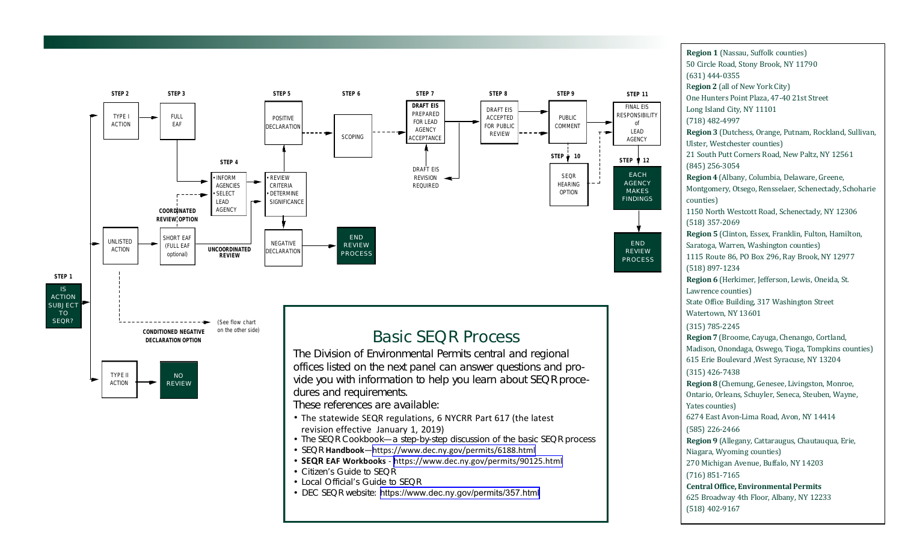STEP 1

IS ACTION SUBJECT TO SEQR?

STEP 2

TYPE I ACTION

UNLISTED ACTION

TYPE II ACTION

NO REVIEW

STEP 3

FULL EAF

SHORT EAF (FULL EAF optional)

COORDINATED REVIEW OPTION

UNCOORDINATED REVIEW

CONDITIONED NEGATIVE DECLARATION OPTION

(See flow chart on the other side)

STEP 4

- INFORM AGENCIES
- SELECT LEAD AGENCY

- REVIEW CRITERIA
- DETERMINE SIGNIFICANCE

STEP 5

POSITIVE DECLARATION

NEGATIVE DECLARATION

END REVIEW PROCESS

STEP 6

SCOPING

STEP 7

DRAFT EIS PREPARED FOR LEAD AGENCY ACCEPTANCE

DRAFT EIS REVISION REQUIRED

STEP 8

DRAFT EIS ACCEPTED FOR PUBLIC REVIEW

STEP 9

PUBLIC COMMENT

STEP 10

SEQR HEARING OPTION

STEP 11

FINAL EIS RESPONSIBILITY of LEAD AGENCY

STEP 12

EACH AGENCY MAKES FINDINGS

END REVIEW PROCESS

## Basic SEQR Process

The Division of Environmental Permits central and regional offices listed on the next panel can answer questions and provide you with information to help you learn about SEQR procedures and requirements.

These references are available:

- The statewide SEQR regulations, 6 NYCRR Part 617 (the latest revision effective January 1, 2019)
- The SEQR Cookbook—a step-by-step discussion of the basic SEQR process
- SEQR **Handbook**—https://www.dec.ny.gov/permits/6188.html
- **SEQR EAF Workbooks** - https://www.dec.ny.gov/permits/90125.html
- Citizen's Guide to SEQR
- Local Official's Guide to SEQR
- DEC SEQR website: https://www.dec.ny.gov/permits/357.html

**Region 1** (Nassau, Suffolk counties)
50 Circle Road, Stony Brook, NY 11790
(631) 444-0355

**Region 2** (all of New York City)
One Hunters Point Plaza, 47-40 21st Street
Long Island City, NY 11101
(718) 482-4997

**Region 3** (Dutchess, Orange, Putnam, Rockland, Sullivan, Ulster, Westchester counties)
21 South Putt Corners Road, New Paltz, NY 12561
(845) 256-3054

**Region 4** (Albany, Columbia, Delaware, Greene, Montgomery, Otsego, Rensselaer, Schenectady, Schoharie counties)
1150 North Westcott Road, Schenectady, NY 12306
(518) 357-2069

**Region 5** (Clinton, Essex, Franklin, Fulton, Hamilton, Saratoga, Warren, Washington counties)
1115 Route 86, PO Box 296, Ray Brook, NY 12977
(518) 897-1234

**Region 6** (Herkimer, Jefferson, Lewis, Oneida, St. Lawrence counties)
State Office Building, 317 Washington Street
Watertown, NY 13601
(315) 785-2245

**Region 7** (Broome, Cayuga, Chenango, Cortland, Madison, Onondaga, Oswego, Tioga, Tompkins counties)
615 Erie Boulevard ,West Syracuse, NY 13204
(315) 426-7438

**Region 8** (Chemung, Genesee, Livingston, Monroe, Ontario, Orleans, Schuyler, Seneca, Steuben, Wayne, Yates counties)
6274 East Avon-Lima Road, Avon, NY 14414
(585) 226-2466

**Region 9** (Allegany, Cattaraugus, Chautauqua, Erie, Niagara, Wyoming counties)
270 Michigan Avenue, Buffalo, NY 14203
(716) 851-7165

**Central Office, Environmental Permits**
625 Broadway 4th Floor, Albany, NY 12233
(518) 402-9167